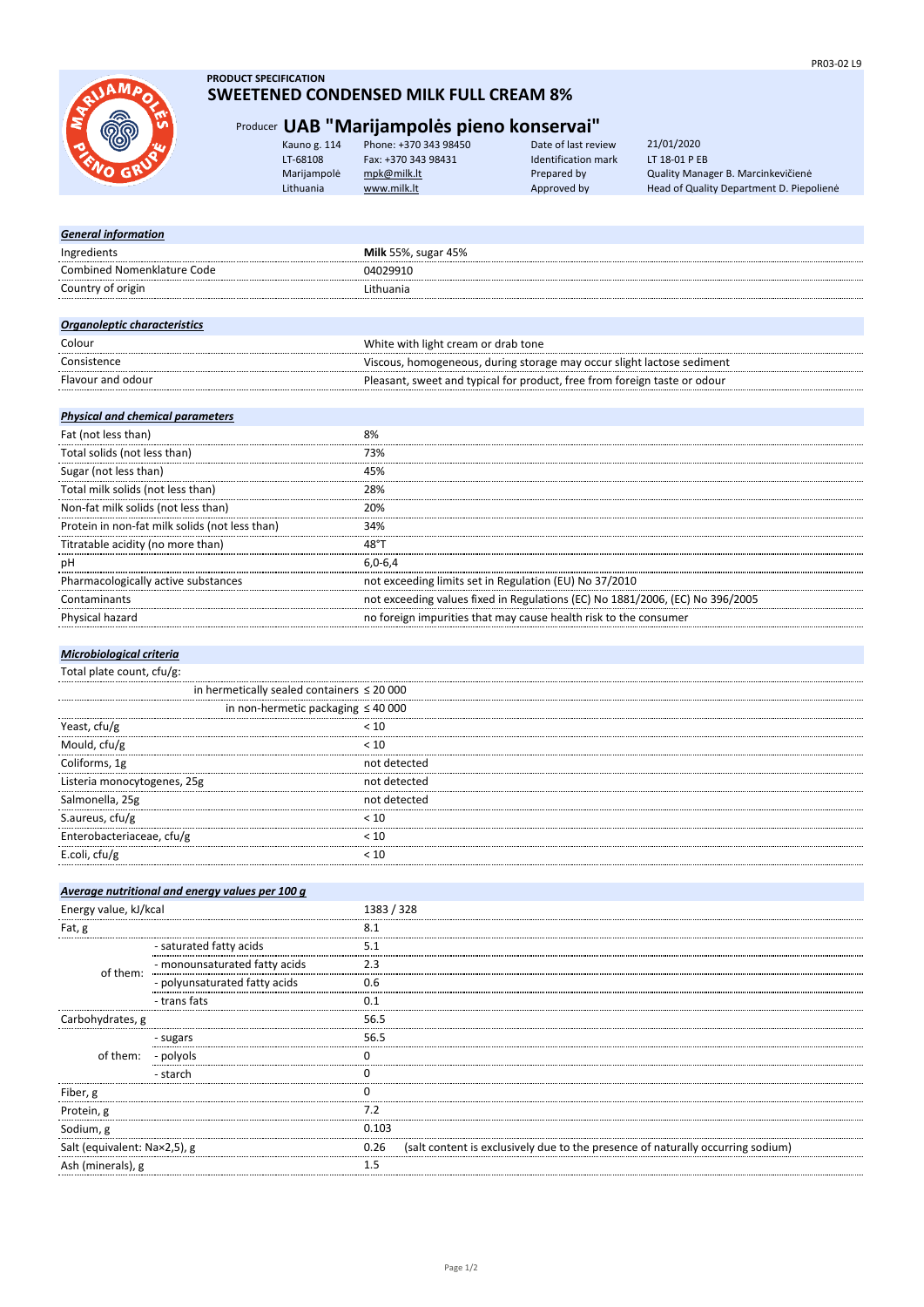PRODUCT SPECIFICATION

# SWEETENED CONDENSED MILK FULL CREAM 8%

## Producer UAB "Marijampolės pieno konservai"

| | | | |
|---|---|---|---|
| Kauno g. 114 | Phone: +370 343 98450 | Date of last review | 21/01/2020 |
| LT-68108 | Fax: +370 343 98431 | Identification mark | LT 18-01 P EB |
| Marijampolė | mpk@milk.lt | Prepared by | Quality Manager B. Marcinkevičienė |
| Lithuania | www.milk.lt | Approved by | Head of Quality Department D. Piepolienė |

***General information***

| | |
|---|---|
| Ingredients | **Milk** 55%, sugar 45% |
| Combined Nomenklature Code | 04029910 |
| Country of origin | Lithuania |

***Organoleptic characteristics***

| | |
|---|---|
| Colour | White with light cream or drab tone |
| Consistence | Viscous, homogeneous, during storage may occur slight lactose sediment |
| Flavour and odour | Pleasant, sweet and typical for product, free from foreign taste or odour |

***Physical and chemical parameters***

| | |
|---|---|
| Fat (not less than) | 8% |
| Total solids (not less than) | 73% |
| Sugar (not less than) | 45% |
| Total milk solids (not less than) | 28% |
| Non-fat milk solids (not less than) | 20% |
| Protein in non-fat milk solids (not less than) | 34% |
| Titratable acidity (no more than) | 48°T |
| pH | 6,0-6,4 |
| Pharmacologically active substances | not exceeding limits set in Regulation (EU) No 37/2010 |
| Contaminants | not exceeding values fixed in Regulations (EC) No 1881/2006, (EC) No 396/2005 |
| Physical hazard | no foreign impurities that may cause health risk to the consumer |

***Microbiological criteria***

| | |
|---|---|
| Total plate count, cfu/g: | |
| in hermetically sealed containers | ≤ 20 000 |
| in non-hermetic packaging | ≤ 40 000 |
| Yeast, cfu/g | < 10 |
| Mould, cfu/g | < 10 |
| Coliforms, 1g | not detected |
| Listeria monocytogenes, 25g | not detected |
| Salmonella, 25g | not detected |
| S.aureus, cfu/g | < 10 |
| Enterobacteriaceae, cfu/g | < 10 |
| E.coli, cfu/g | < 10 |

***Average nutritional and energy values per 100 g***

| | | |
|---|---|---|
| Energy value, kJ/kcal | | 1383 / 328 |
| Fat, g | | 8.1 |
| of them: | - saturated fatty acids | 5.1 |
| | - monounsaturated fatty acids | 2.3 |
| | - polyunsaturated fatty acids | 0.6 |
| | - trans fats | 0.1 |
| Carbohydrates, g | | 56.5 |
| of them: | - sugars | 56.5 |
| | - polyols | 0 |
| | - starch | 0 |
| Fiber, g | | 0 |
| Protein, g | | 7.2 |
| Sodium, g | | 0.103 |
| Salt (equivalent: Na×2,5), g | | 0.26 (salt content is exclusively due to the presence of naturally occurring sodium) |
| Ash (minerals), g | | 1.5 |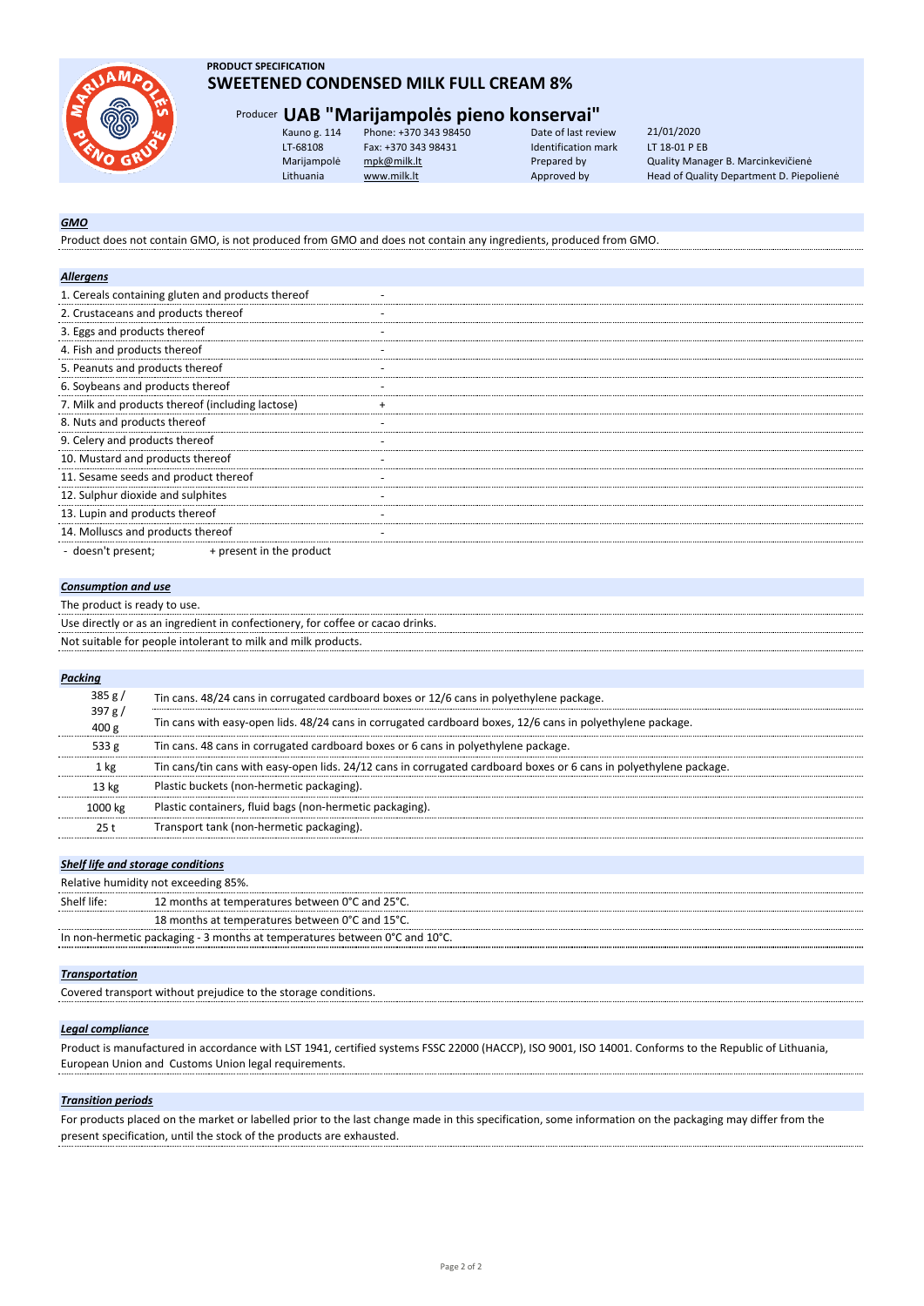PRODUCT SPECIFICATION

# SWEETENED CONDENSED MILK FULL CREAM 8%

## Producer UAB "Marijampolės pieno konservai"

| | | | |
|---|---|---|---|
| Kauno g. 114 | Phone: +370 343 98450 | Date of last review | 21/01/2020 |
| LT-68108 | Fax: +370 343 98431 | Identification mark | LT 18-01 P EB |
| Marijampolė | mpk@milk.lt | Prepared by | Quality Manager B. Marcinkevičienė |
| Lithuania | www.milk.lt | Approved by | Head of Quality Department D. Piepolienė |

### *GMO*

Product does not contain GMO, is not produced from GMO and does not contain any ingredients, produced from GMO.

### *Allergens*

| | |
|---|---|
| 1. Cereals containing gluten and products thereof | - |
| 2. Crustaceans and products thereof | - |
| 3. Eggs and products thereof | - |
| 4. Fish and products thereof | - |
| 5. Peanuts and products thereof | - |
| 6. Soybeans and products thereof | - |
| 7. Milk and products thereof (including lactose) | + |
| 8. Nuts and products thereof | - |
| 9. Celery and products thereof | - |
| 10. Mustard and products thereof | - |
| 11. Sesame seeds and product thereof | - |
| 12. Sulphur dioxide and sulphites | - |
| 13. Lupin and products thereof | - |
| 14. Molluscs and products thereof | - |

- doesn't present; + present in the product

### *Consumption and use*

The product is ready to use.

Use directly or as an ingredient in confectionery, for coffee or cacao drinks.

Not suitable for people intolerant to milk and milk products.

### *Packing*

| | |
|---|---|
| 385 g / | Tin cans. 48/24 cans in corrugated cardboard boxes or 12/6 cans in polyethylene package. |
| 397 g / 400 g | Tin cans with easy-open lids. 48/24 cans in corrugated cardboard boxes, 12/6 cans in polyethylene package. |
| 533 g | Tin cans. 48 cans in corrugated cardboard boxes or 6 cans in polyethylene package. |
| 1 kg | Tin cans/tin cans with easy-open lids. 24/12 cans in corrugated cardboard boxes or 6 cans in polyethylene package. |
| 13 kg | Plastic buckets (non-hermetic packaging). |
| 1000 kg | Plastic containers, fluid bags (non-hermetic packaging). |
| 25 t | Transport tank (non-hermetic packaging). |

### *Shelf life and storage conditions*

Relative humidity not exceeding 85%.

| | |
|---|---|
| Shelf life: | 12 months at temperatures between 0°C and 25°C. |
| | 18 months at temperatures between 0°C and 15°C. |

In non-hermetic packaging - 3 months at temperatures between 0°C and 10°C.

### *Transportation*

Covered transport without prejudice to the storage conditions.

### *Legal compliance*

Product is manufactured in accordance with LST 1941, certified systems FSSC 22000 (HACCP), ISO 9001, ISO 14001. Conforms to the Republic of Lithuania, European Union and Customs Union legal requirements.

### *Transition periods*

For products placed on the market or labelled prior to the last change made in this specification, some information on the packaging may differ from the present specification, until the stock of the products are exhausted.